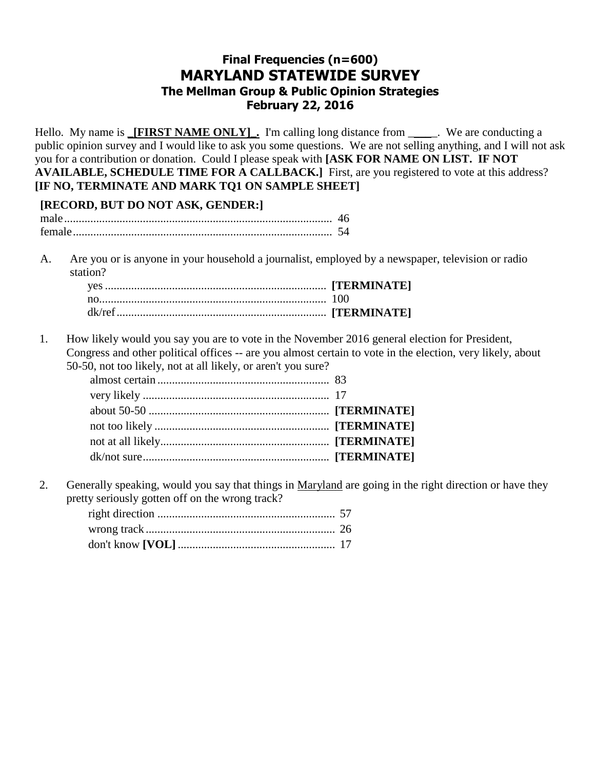# Final Frequencies (n=600)
# MARYLAND STATEWIDE SURVEY
### The Mellman Group & Public Opinion Strategies
### February 22, 2016

Hello. My name is **_[FIRST NAME ONLY]_.** I'm calling long distance from _____. We are conducting a public opinion survey and I would like to ask you some questions. We are not selling anything, and I will not ask you for a contribution or donation. Could I please speak with **[ASK FOR NAME ON LIST. IF NOT AVAILABLE, SCHEDULE TIME FOR A CALLBACK.]** First, are you registered to vote at this address? **[IF NO, TERMINATE AND MARK TQ1 ON SAMPLE SHEET]**

**[RECORD, BUT DO NOT ASK, GENDER:]**

| | |
|---|---|
| male | 46 |
| female | 54 |

A. Are you or is anyone in your household a journalist, employed by a newspaper, television or radio station?

| | |
|---|---|
| yes | **[TERMINATE]** |
| no | 100 |
| dk/ref | **[TERMINATE]** |

1. How likely would you say you are to vote in the November 2016 general election for President, Congress and other political offices -- are you almost certain to vote in the election, very likely, about 50-50, not too likely, not at all likely, or aren't you sure?

| | |
|---|---|
| almost certain | 83 |
| very likely | 17 |
| about 50-50 | **[TERMINATE]** |
| not too likely | **[TERMINATE]** |
| not at all likely | **[TERMINATE]** |
| dk/not sure | **[TERMINATE]** |

2. Generally speaking, would you say that things in Maryland are going in the right direction or have they pretty seriously gotten off on the wrong track?

| | |
|---|---|
| right direction | 57 |
| wrong track | 26 |
| don't know **[VOL]** | 17 |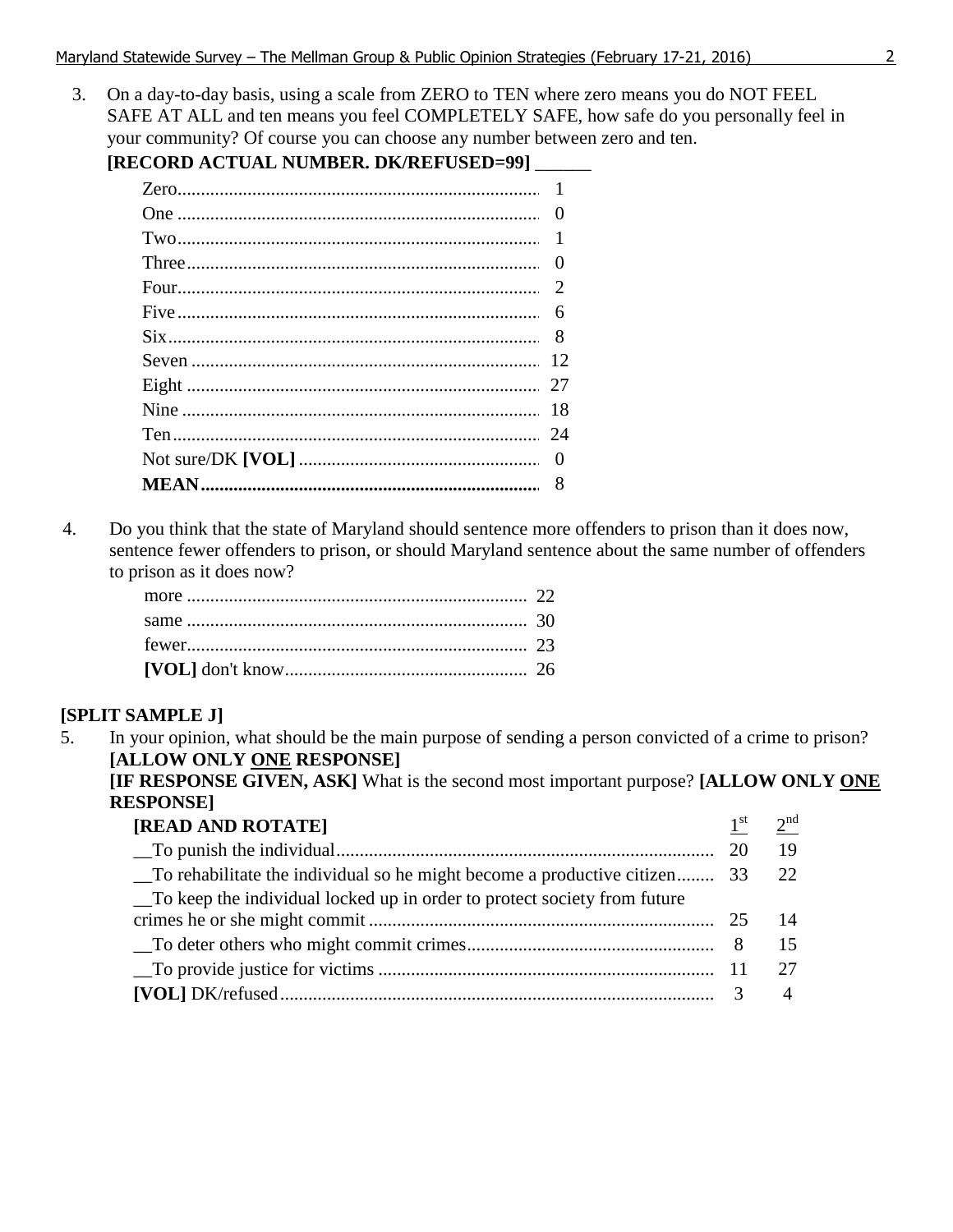3. On a day-to-day basis, using a scale from ZERO to TEN where zero means you do NOT FEEL SAFE AT ALL and ten means you feel COMPLETELY SAFE, how safe do you personally feel in your community? Of course you can choose any number between zero and ten.
**[RECORD ACTUAL NUMBER. DK/REFUSED=99]** ______

| | |
|---|---|
| Zero | 1 |
| One | 0 |
| Two | 1 |
| Three | 0 |
| Four | 2 |
| Five | 6 |
| Six | 8 |
| Seven | 12 |
| Eight | 27 |
| Nine | 18 |
| Ten | 24 |
| Not sure/DK **[VOL]** | 0 |
| **MEAN** | 8 |

4. Do you think that the state of Maryland should sentence more offenders to prison than it does now, sentence fewer offenders to prison, or should Maryland sentence about the same number of offenders to prison as it does now?

| | |
|---|---|
| more | 22 |
| same | 30 |
| fewer | 23 |
| **[VOL]** don't know | 26 |

**[SPLIT SAMPLE J]**

5. In your opinion, what should be the main purpose of sending a person convicted of a crime to prison? **[ALLOW ONLY <u>ONE</u> RESPONSE]**
**[IF RESPONSE GIVEN, ASK]** What is the second most important purpose? **[ALLOW ONLY <u>ONE</u> RESPONSE]**

| **[READ AND ROTATE]** | 1st | 2nd |
|---|---|---|
| __To punish the individual | 20 | 19 |
| __To rehabilitate the individual so he might become a productive citizen | 33 | 22 |
| __To keep the individual locked up in order to protect society from future crimes he or she might commit | 25 | 14 |
| __To deter others who might commit crimes | 8 | 15 |
| __To provide justice for victims | 11 | 27 |
| **[VOL]** DK/refused | 3 | 4 |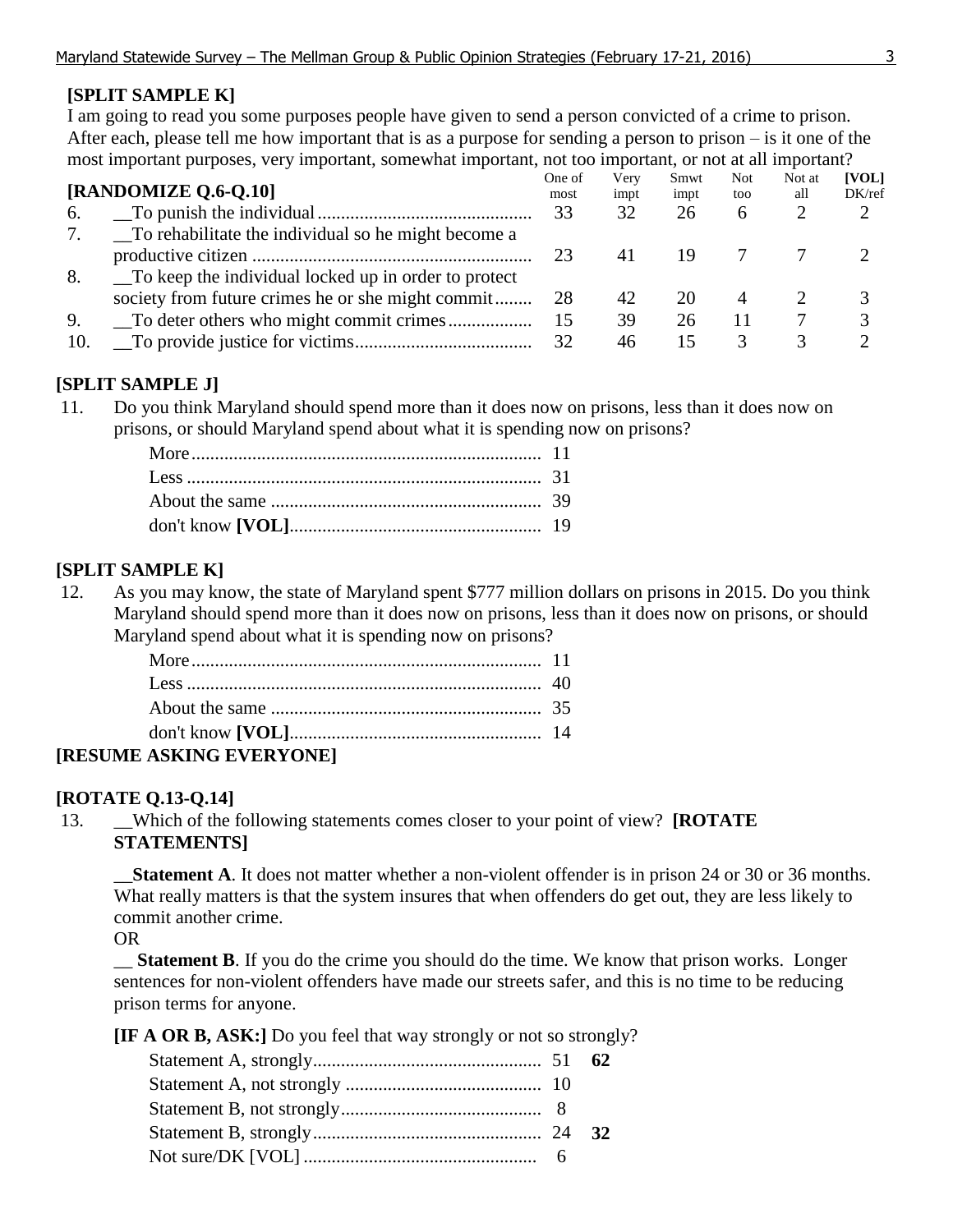**[SPLIT SAMPLE K]**

I am going to read you some purposes people have given to send a person convicted of a crime to prison. After each, please tell me how important that is as a purpose for sending a person to prison – is it one of the most important purposes, very important, somewhat important, not too important, or not at all important?

**[RANDOMIZE Q.6-Q.10]**

| | | One of most | Very impt | Smwt impt | Not too | Not at all | **[VOL]** DK/ref |
|---|---|---|---|---|---|---|---|
| 6. | __To punish the individual | 33 | 32 | 26 | 6 | 2 | 2 |
| 7. | __To rehabilitate the individual so he might become a productive citizen | 23 | 41 | 19 | 7 | 7 | 2 |
| 8. | __To keep the individual locked up in order to protect society from future crimes he or she might commit | 28 | 42 | 20 | 4 | 2 | 3 |
| 9. | __To deter others who might commit crimes | 15 | 39 | 26 | 11 | 7 | 3 |
| 10. | __To provide justice for victims | 32 | 46 | 15 | 3 | 3 | 2 |

**[SPLIT SAMPLE J]**

11. Do you think Maryland should spend more than it does now on prisons, less than it does now on prisons, or should Maryland spend about what it is spending now on prisons?

| | |
|---|---|
| More | 11 |
| Less | 31 |
| About the same | 39 |
| don't know **[VOL]** | 19 |

**[SPLIT SAMPLE K]**

12. As you may know, the state of Maryland spent $777 million dollars on prisons in 2015. Do you think Maryland should spend more than it does now on prisons, less than it does now on prisons, or should Maryland spend about what it is spending now on prisons?

| | |
|---|---|
| More | 11 |
| Less | 40 |
| About the same | 35 |
| don't know **[VOL]** | 14 |

**[RESUME ASKING EVERYONE]**

**[ROTATE Q.13-Q.14]**

13. __Which of the following statements comes closer to your point of view? **[ROTATE STATEMENTS]**

__**Statement A**. It does not matter whether a non-violent offender is in prison 24 or 30 or 36 months. What really matters is that the system insures that when offenders do get out, they are less likely to commit another crime.

OR

__ **Statement B**. If you do the crime you should do the time. We know that prison works. Longer sentences for non-violent offenders have made our streets safer, and this is no time to be reducing prison terms for anyone.

**[IF A OR B, ASK:]** Do you feel that way strongly or not so strongly?

| | | |
|---|---|---|
| Statement A, strongly | 51 | **62** |
| Statement A, not strongly | 10 | |
| Statement B, not strongly | 8 | |
| Statement B, strongly | 24 | **32** |
| Not sure/DK [VOL] | 6 | |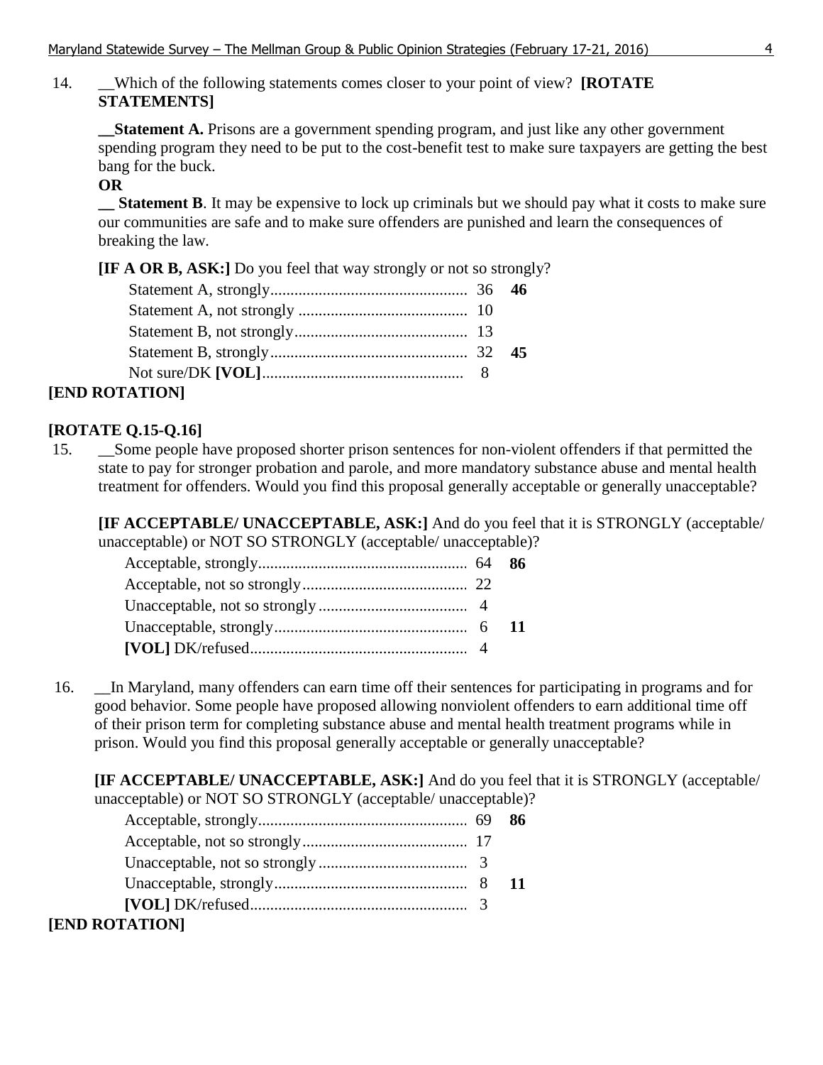14. __Which of the following statements comes closer to your point of view? **[ROTATE STATEMENTS]**

**__Statement A.** Prisons are a government spending program, and just like any other government spending program they need to be put to the cost-benefit test to make sure taxpayers are getting the best bang for the buck.

**OR**

**__ Statement B**. It may be expensive to lock up criminals but we should pay what it costs to make sure our communities are safe and to make sure offenders are punished and learn the consequences of breaking the law.

**[IF A OR B, ASK:]** Do you feel that way strongly or not so strongly?

| | | |
|---|---|---|
| Statement A, strongly | 36 | **46** |
| Statement A, not strongly | 10 | |
| Statement B, not strongly | 13 | |
| Statement B, strongly | 32 | **45** |
| Not sure/DK **[VOL]** | 8 | |

**[END ROTATION]**

**[ROTATE Q.15-Q.16]**

15. __Some people have proposed shorter prison sentences for non-violent offenders if that permitted the state to pay for stronger probation and parole, and more mandatory substance abuse and mental health treatment for offenders. Would you find this proposal generally acceptable or generally unacceptable?

**[IF ACCEPTABLE/ UNACCEPTABLE, ASK:]** And do you feel that it is STRONGLY (acceptable/ unacceptable) or NOT SO STRONGLY (acceptable/ unacceptable)?

| | | |
|---|---|---|
| Acceptable, strongly | 64 | **86** |
| Acceptable, not so strongly | 22 | |
| Unacceptable, not so strongly | 4 | |
| Unacceptable, strongly | 6 | **11** |
| **[VOL]** DK/refused | 4 | |

16. __In Maryland, many offenders can earn time off their sentences for participating in programs and for good behavior. Some people have proposed allowing nonviolent offenders to earn additional time off of their prison term for completing substance abuse and mental health treatment programs while in prison. Would you find this proposal generally acceptable or generally unacceptable?

**[IF ACCEPTABLE/ UNACCEPTABLE, ASK:]** And do you feel that it is STRONGLY (acceptable/ unacceptable) or NOT SO STRONGLY (acceptable/ unacceptable)?

| | | |
|---|---|---|
| Acceptable, strongly | 69 | **86** |
| Acceptable, not so strongly | 17 | |
| Unacceptable, not so strongly | 3 | |
| Unacceptable, strongly | 8 | **11** |
| **[VOL]** DK/refused | 3 | |

**[END ROTATION]**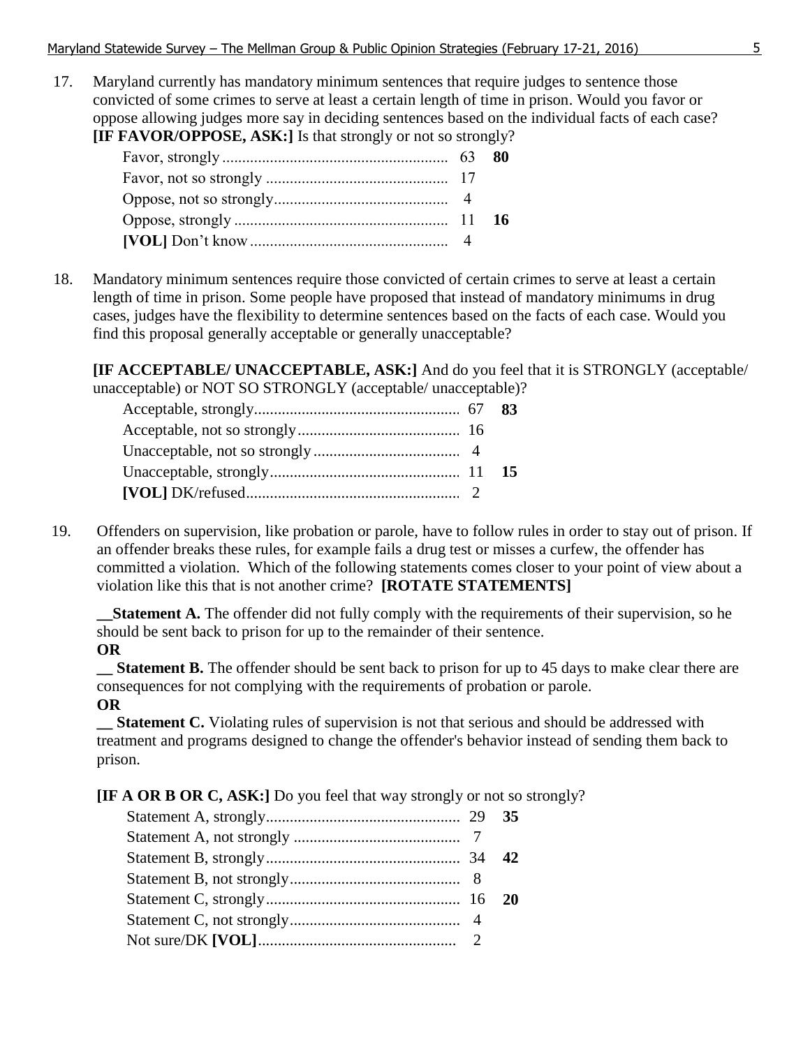17. Maryland currently has mandatory minimum sentences that require judges to sentence those convicted of some crimes to serve at least a certain length of time in prison. Would you favor or oppose allowing judges more say in deciding sentences based on the individual facts of each case? **[IF FAVOR/OPPOSE, ASK:]** Is that strongly or not so strongly?

| | | |
|---|---|---|
| Favor, strongly | 63 | **80** |
| Favor, not so strongly | 17 | |
| Oppose, not so strongly | 4 | |
| Oppose, strongly | 11 | **16** |
| **[VOL]** Don't know | 4 | |

18. Mandatory minimum sentences require those convicted of certain crimes to serve at least a certain length of time in prison. Some people have proposed that instead of mandatory minimums in drug cases, judges have the flexibility to determine sentences based on the facts of each case. Would you find this proposal generally acceptable or generally unacceptable?

**[IF ACCEPTABLE/ UNACCEPTABLE, ASK:]** And do you feel that it is STRONGLY (acceptable/ unacceptable) or NOT SO STRONGLY (acceptable/ unacceptable)?

| | | |
|---|---|---|
| Acceptable, strongly | 67 | **83** |
| Acceptable, not so strongly | 16 | |
| Unacceptable, not so strongly | 4 | |
| Unacceptable, strongly | 11 | **15** |
| **[VOL]** DK/refused | 2 | |

19. Offenders on supervision, like probation or parole, have to follow rules in order to stay out of prison. If an offender breaks these rules, for example fails a drug test or misses a curfew, the offender has committed a violation. Which of the following statements comes closer to your point of view about a violation like this that is not another crime? **[ROTATE STATEMENTS]**

__**Statement A.** The offender did not fully comply with the requirements of their supervision, so he should be sent back to prison for up to the remainder of their sentence.
**OR**
__ **Statement B.** The offender should be sent back to prison for up to 45 days to make clear there are consequences for not complying with the requirements of probation or parole.
**OR**
__ **Statement C.** Violating rules of supervision is not that serious and should be addressed with treatment and programs designed to change the offender's behavior instead of sending them back to prison.

**[IF A OR B OR C, ASK:]** Do you feel that way strongly or not so strongly?

| | | |
|---|---|---|
| Statement A, strongly | 29 | **35** |
| Statement A, not strongly | 7 | |
| Statement B, strongly | 34 | **42** |
| Statement B, not strongly | 8 | |
| Statement C, strongly | 16 | **20** |
| Statement C, not strongly | 4 | |
| Not sure/DK **[VOL]** | 2 | |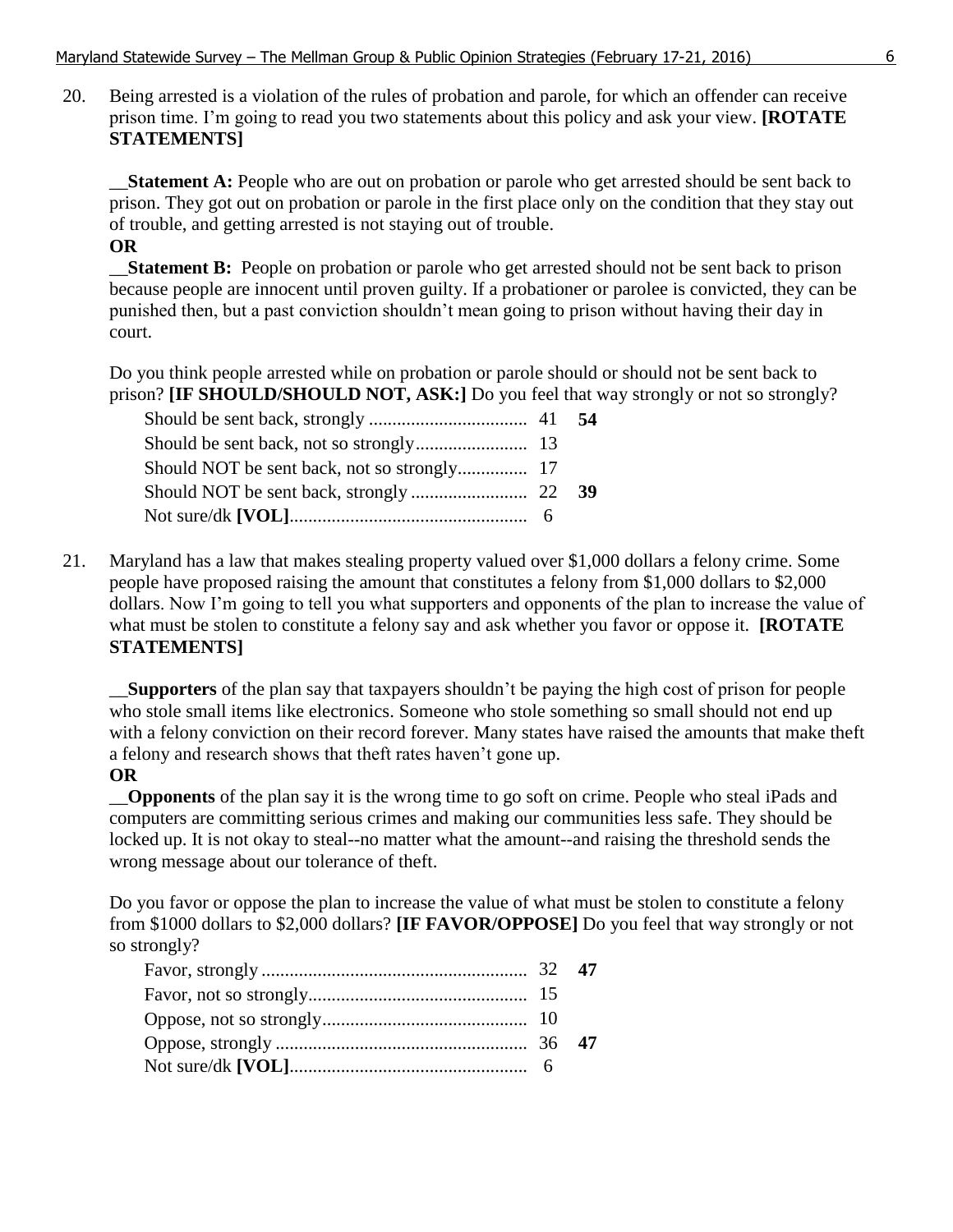20. Being arrested is a violation of the rules of probation and parole, for which an offender can receive prison time. I'm going to read you two statements about this policy and ask your view. **[ROTATE STATEMENTS]**

__**Statement A:** People who are out on probation or parole who get arrested should be sent back to prison. They got out on probation or parole in the first place only on the condition that they stay out of trouble, and getting arrested is not staying out of trouble.

**OR**

__**Statement B:** People on probation or parole who get arrested should not be sent back to prison because people are innocent until proven guilty. If a probationer or parolee is convicted, they can be punished then, but a past conviction shouldn't mean going to prison without having their day in court.

Do you think people arrested while on probation or parole should or should not be sent back to prison? **[IF SHOULD/SHOULD NOT, ASK:]** Do you feel that way strongly or not so strongly?

| | | |
|---|---|---|
| Should be sent back, strongly | 41 | **54** |
| Should be sent back, not so strongly | 13 | |
| Should NOT be sent back, not so strongly | 17 | |
| Should NOT be sent back, strongly | 22 | **39** |
| Not sure/dk **[VOL]** | 6 | |

21. Maryland has a law that makes stealing property valued over $1,000 dollars a felony crime. Some people have proposed raising the amount that constitutes a felony from $1,000 dollars to $2,000 dollars. Now I'm going to tell you what supporters and opponents of the plan to increase the value of what must be stolen to constitute a felony say and ask whether you favor or oppose it. **[ROTATE STATEMENTS]**

__**Supporters** of the plan say that taxpayers shouldn't be paying the high cost of prison for people who stole small items like electronics. Someone who stole something so small should not end up with a felony conviction on their record forever. Many states have raised the amounts that make theft a felony and research shows that theft rates haven't gone up.

**OR**

__**Opponents** of the plan say it is the wrong time to go soft on crime. People who steal iPads and computers are committing serious crimes and making our communities less safe. They should be locked up. It is not okay to steal--no matter what the amount--and raising the threshold sends the wrong message about our tolerance of theft.

Do you favor or oppose the plan to increase the value of what must be stolen to constitute a felony from $1000 dollars to $2,000 dollars? **[IF FAVOR/OPPOSE]** Do you feel that way strongly or not so strongly?

| | | |
|---|---|---|
| Favor, strongly | 32 | **47** |
| Favor, not so strongly | 15 | |
| Oppose, not so strongly | 10 | |
| Oppose, strongly | 36 | **47** |
| Not sure/dk **[VOL]** | 6 | |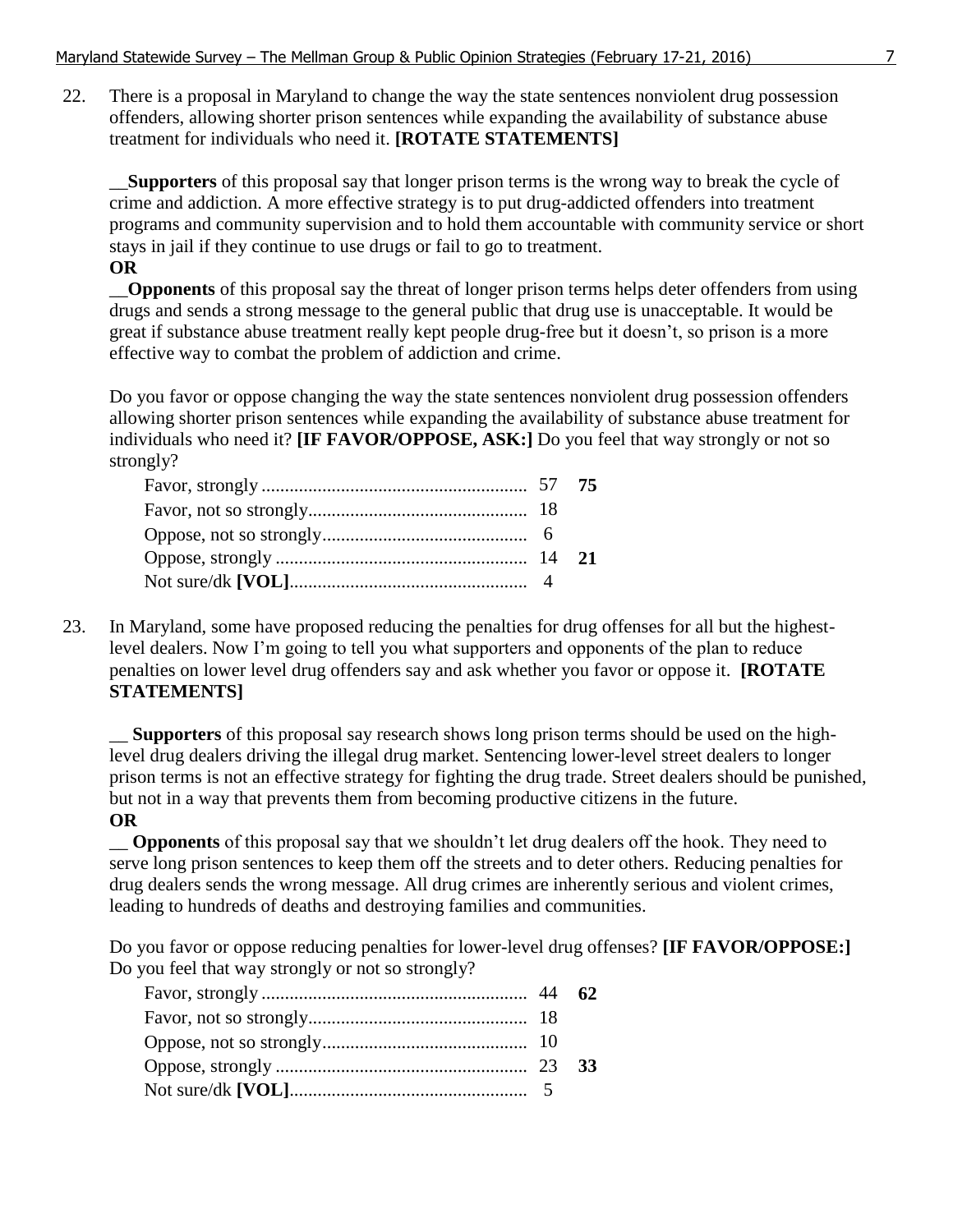22. There is a proposal in Maryland to change the way the state sentences nonviolent drug possession offenders, allowing shorter prison sentences while expanding the availability of substance abuse treatment for individuals who need it. **[ROTATE STATEMENTS]**

    __**Supporters** of this proposal say that longer prison terms is the wrong way to break the cycle of crime and addiction. A more effective strategy is to put drug-addicted offenders into treatment programs and community supervision and to hold them accountable with community service or short stays in jail if they continue to use drugs or fail to go to treatment.
    **OR**
    __**Opponents** of this proposal say the threat of longer prison terms helps deter offenders from using drugs and sends a strong message to the general public that drug use is unacceptable. It would be great if substance abuse treatment really kept people drug-free but it doesn't, so prison is a more effective way to combat the problem of addiction and crime.

    Do you favor or oppose changing the way the state sentences nonviolent drug possession offenders allowing shorter prison sentences while expanding the availability of substance abuse treatment for individuals who need it? **[IF FAVOR/OPPOSE, ASK:]** Do you feel that way strongly or not so strongly?

| | | |
|---|---|---|
| Favor, strongly | 57 | **75** |
| Favor, not so strongly | 18 | |
| Oppose, not so strongly | 6 | |
| Oppose, strongly | 14 | **21** |
| Not sure/dk **[VOL]** | 4 | |

23. In Maryland, some have proposed reducing the penalties for drug offenses for all but the highest-level dealers. Now I'm going to tell you what supporters and opponents of the plan to reduce penalties on lower level drug offenders say and ask whether you favor or oppose it. **[ROTATE STATEMENTS]**

    __ **Supporters** of this proposal say research shows long prison terms should be used on the high-level drug dealers driving the illegal drug market. Sentencing lower-level street dealers to longer prison terms is not an effective strategy for fighting the drug trade. Street dealers should be punished, but not in a way that prevents them from becoming productive citizens in the future.
    **OR**
    __ **Opponents** of this proposal say that we shouldn't let drug dealers off the hook. They need to serve long prison sentences to keep them off the streets and to deter others. Reducing penalties for drug dealers sends the wrong message. All drug crimes are inherently serious and violent crimes, leading to hundreds of deaths and destroying families and communities.

    Do you favor or oppose reducing penalties for lower-level drug offenses? **[IF FAVOR/OPPOSE:]** Do you feel that way strongly or not so strongly?

| | | |
|---|---|---|
| Favor, strongly | 44 | **62** |
| Favor, not so strongly | 18 | |
| Oppose, not so strongly | 10 | |
| Oppose, strongly | 23 | **33** |
| Not sure/dk **[VOL]** | 5 | |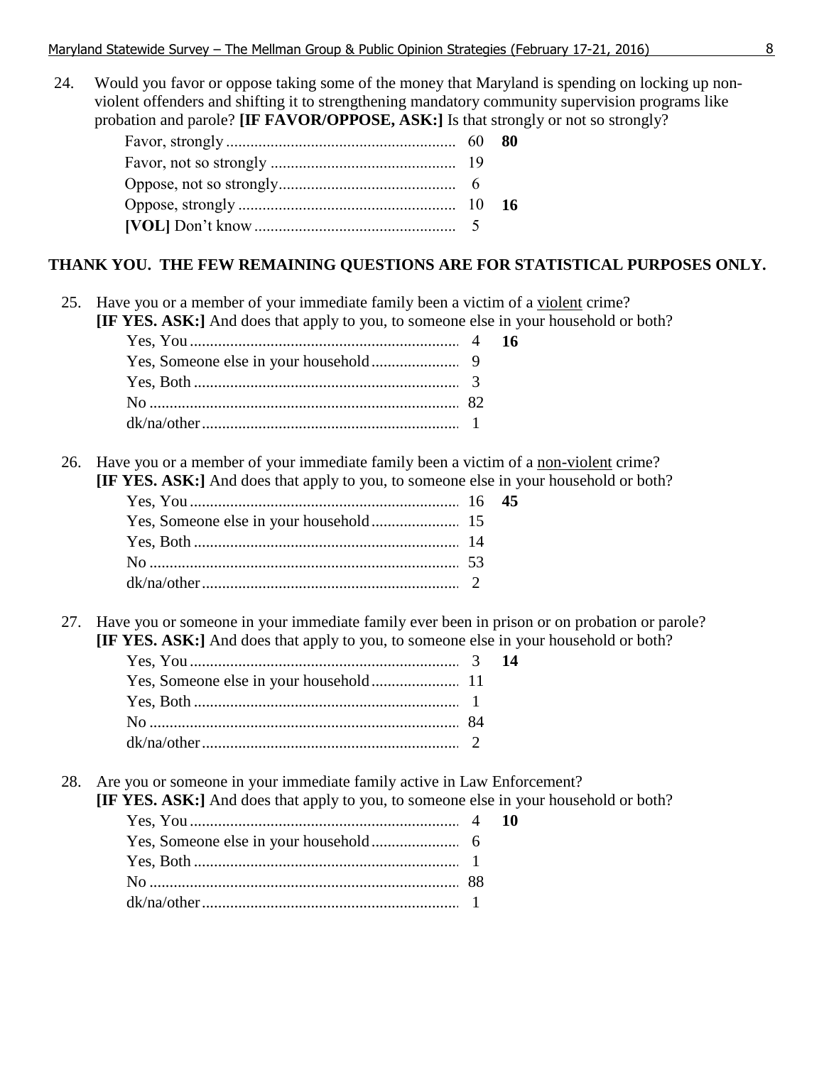24. Would you favor or oppose taking some of the money that Maryland is spending on locking up non-violent offenders and shifting it to strengthening mandatory community supervision programs like probation and parole? **[IF FAVOR/OPPOSE, ASK:]** Is that strongly or not so strongly?

| | | |
|---|---|---|
| Favor, strongly | 60 | **80** |
| Favor, not so strongly | 19 | |
| Oppose, not so strongly | 6 | |
| Oppose, strongly | 10 | **16** |
| **[VOL]** Don't know | 5 | |

**THANK YOU. THE FEW REMAINING QUESTIONS ARE FOR STATISTICAL PURPOSES ONLY.**

25. Have you or a member of your immediate family been a victim of a <u>violent</u> crime? **[IF YES. ASK:]** And does that apply to you, to someone else in your household or both?

| | | |
|---|---|---|
| Yes, You | 4 | **16** |
| Yes, Someone else in your household | 9 | |
| Yes, Both | 3 | |
| No | 82 | |
| dk/na/other | 1 | |

26. Have you or a member of your immediate family been a victim of a <u>non-violent</u> crime? **[IF YES. ASK:]** And does that apply to you, to someone else in your household or both?

| | | |
|---|---|---|
| Yes, You | 16 | **45** |
| Yes, Someone else in your household | 15 | |
| Yes, Both | 14 | |
| No | 53 | |
| dk/na/other | 2 | |

27. Have you or someone in your immediate family ever been in prison or on probation or parole? **[IF YES. ASK:]** And does that apply to you, to someone else in your household or both?

| | | |
|---|---|---|
| Yes, You | 3 | **14** |
| Yes, Someone else in your household | 11 | |
| Yes, Both | 1 | |
| No | 84 | |
| dk/na/other | 2 | |

28. Are you or someone in your immediate family active in Law Enforcement? **[IF YES. ASK:]** And does that apply to you, to someone else in your household or both?

| | | |
|---|---|---|
| Yes, You | 4 | **10** |
| Yes, Someone else in your household | 6 | |
| Yes, Both | 1 | |
| No | 88 | |
| dk/na/other | 1 | |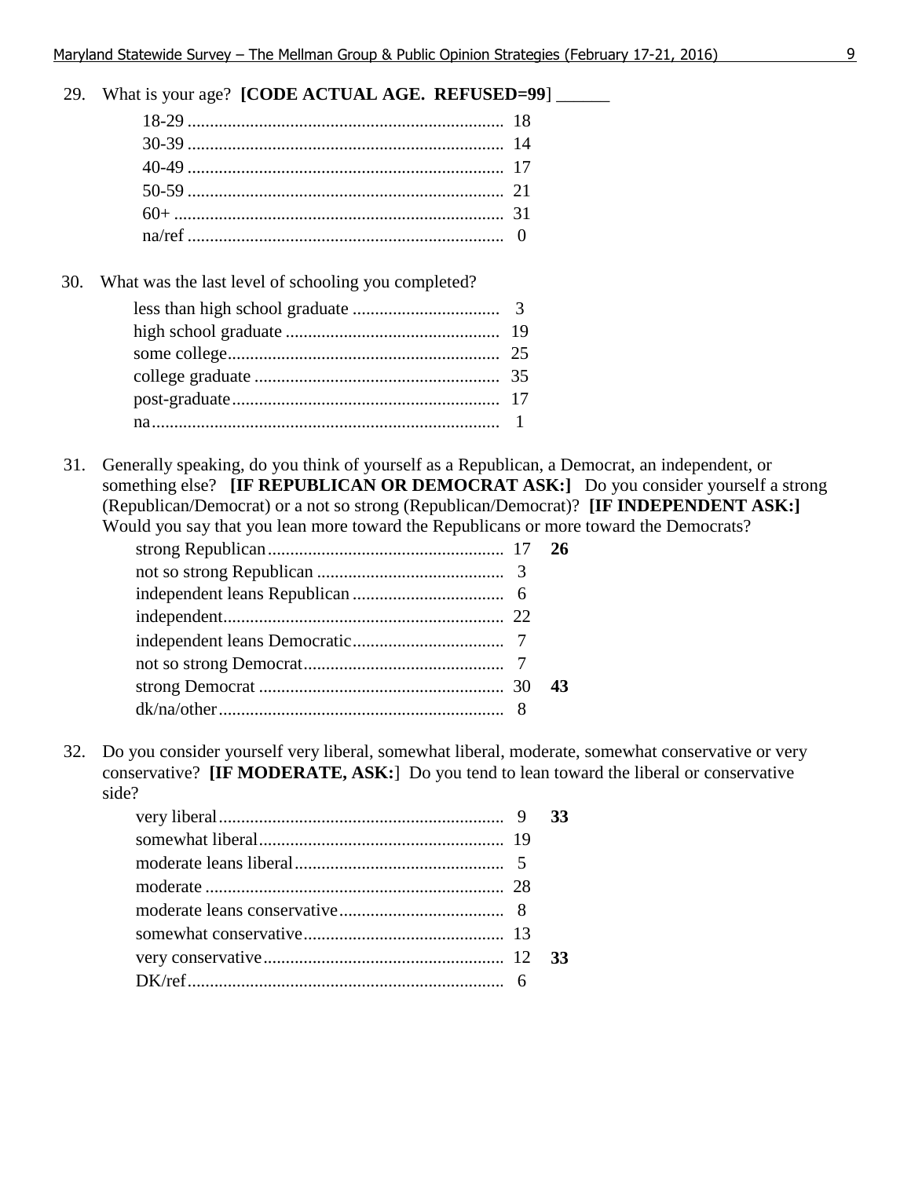29. What is your age? **[CODE ACTUAL AGE. REFUSED=99]** ______

| | |
|---|---|
| 18-29 | 18 |
| 30-39 | 14 |
| 40-49 | 17 |
| 50-59 | 21 |
| 60+ | 31 |
| na/ref | 0 |

30. What was the last level of schooling you completed?

| | |
|---|---|
| less than high school graduate | 3 |
| high school graduate | 19 |
| some college | 25 |
| college graduate | 35 |
| post-graduate | 17 |
| na | 1 |

31. Generally speaking, do you think of yourself as a Republican, a Democrat, an independent, or something else? **[IF REPUBLICAN OR DEMOCRAT ASK:]** Do you consider yourself a strong (Republican/Democrat) or a not so strong (Republican/Democrat)? **[IF INDEPENDENT ASK:]** Would you say that you lean more toward the Republicans or more toward the Democrats?

| | | |
|---|---|---|
| strong Republican | 17 | **26** |
| not so strong Republican | 3 | |
| independent leans Republican | 6 | |
| independent | 22 | |
| independent leans Democratic | 7 | |
| not so strong Democrat | 7 | |
| strong Democrat | 30 | **43** |
| dk/na/other | 8 | |

32. Do you consider yourself very liberal, somewhat liberal, moderate, somewhat conservative or very conservative? **[IF MODERATE, ASK:]** Do you tend to lean toward the liberal or conservative side?

| | | |
|---|---|---|
| very liberal | 9 | **33** |
| somewhat liberal | 19 | |
| moderate leans liberal | 5 | |
| moderate | 28 | |
| moderate leans conservative | 8 | |
| somewhat conservative | 13 | |
| very conservative | 12 | **33** |
| DK/ref | 6 | |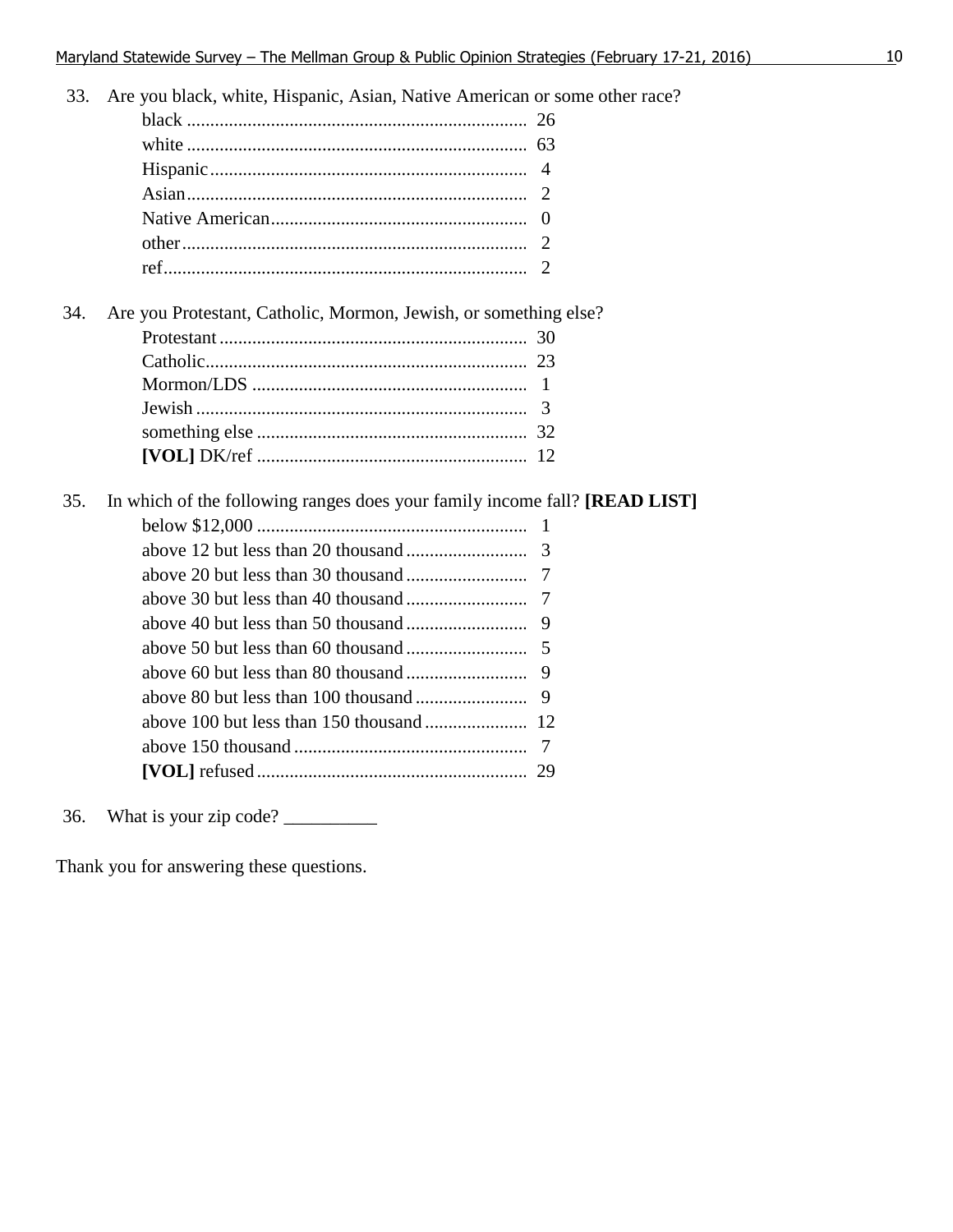33. Are you black, white, Hispanic, Asian, Native American or some other race?

| | |
|---|---|
| black | 26 |
| white | 63 |
| Hispanic | 4 |
| Asian | 2 |
| Native American | 0 |
| other | 2 |
| ref | 2 |

34. Are you Protestant, Catholic, Mormon, Jewish, or something else?

| | |
|---|---|
| Protestant | 30 |
| Catholic | 23 |
| Mormon/LDS | 1 |
| Jewish | 3 |
| something else | 32 |
| **[VOL]** DK/ref | 12 |

35. In which of the following ranges does your family income fall? **[READ LIST]**

| | |
|---|---|
| below $12,000 | 1 |
| above 12 but less than 20 thousand | 3 |
| above 20 but less than 30 thousand | 7 |
| above 30 but less than 40 thousand | 7 |
| above 40 but less than 50 thousand | 9 |
| above 50 but less than 60 thousand | 5 |
| above 60 but less than 80 thousand | 9 |
| above 80 but less than 100 thousand | 9 |
| above 100 but less than 150 thousand | 12 |
| above 150 thousand | 7 |
| **[VOL]** refused | 29 |

36. What is your zip code? __________

Thank you for answering these questions.